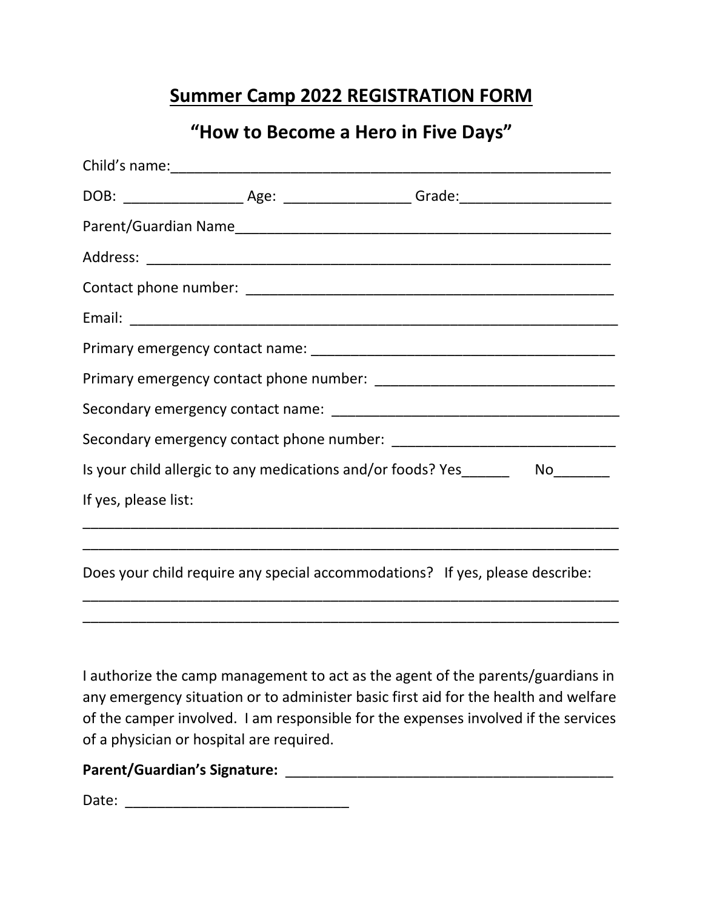# Summer Camp 2022 REGISTRATION FORM

## "How to Become a Hero in Five Days"

Child's name:_______________________________________________________

DOB: _______________ Age: ________________ Grade:___________________

Parent/Guardian Name________________________________________________

Address: ___________________________________________________________

Contact phone number: _______________________________________________

Email: _____________________________________________________________

Primary emergency contact name: ______________________________________

Primary emergency contact phone number: ______________________________

Secondary emergency contact name: ____________________________________

Secondary emergency contact phone number: ____________________________

Is your child allergic to any medications and/or foods? Yes______ No_______

If yes, please list:

____________________________________________________________________

____________________________________________________________________

Does your child require any special accommodations? If yes, please describe:

____________________________________________________________________

____________________________________________________________________

I authorize the camp management to act as the agent of the parents/guardians in any emergency situation or to administer basic first aid for the health and welfare of the camper involved. I am responsible for the expenses involved if the services of a physician or hospital are required.

**Parent/Guardian's Signature:** ___________________________________________

Date: ____________________________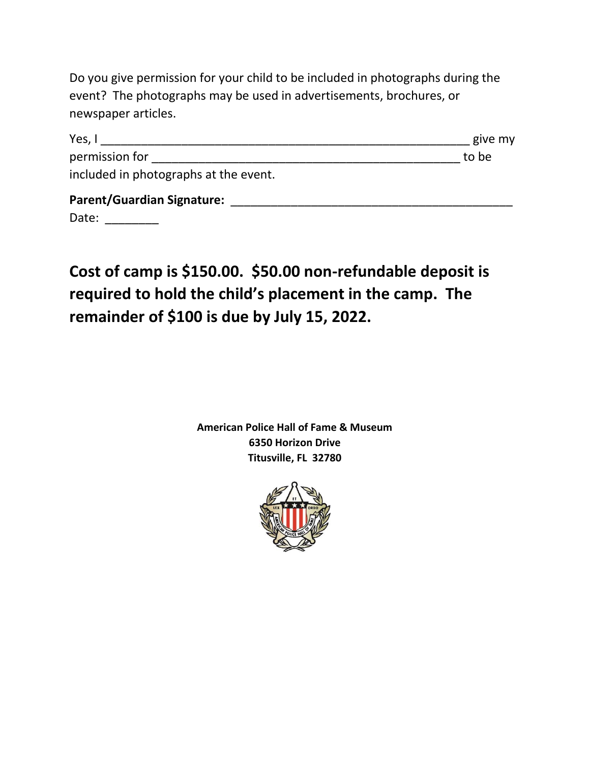Do you give permission for your child to be included in photographs during the event? The photographs may be used in advertisements, brochures, or newspaper articles.

Yes, I _______________________________________________________ give my permission for ______________________________________________ to be included in photographs at the event.

**Parent/Guardian Signature:** __________________________________________

Date: ________

**Cost of camp is $150.00. $50.00 non-refundable deposit is required to hold the child's placement in the camp. The remainder of $100 is due by July 15, 2022.**

**American Police Hall of Fame & Museum**
**6350 Horizon Drive**
**Titusville, FL 32780**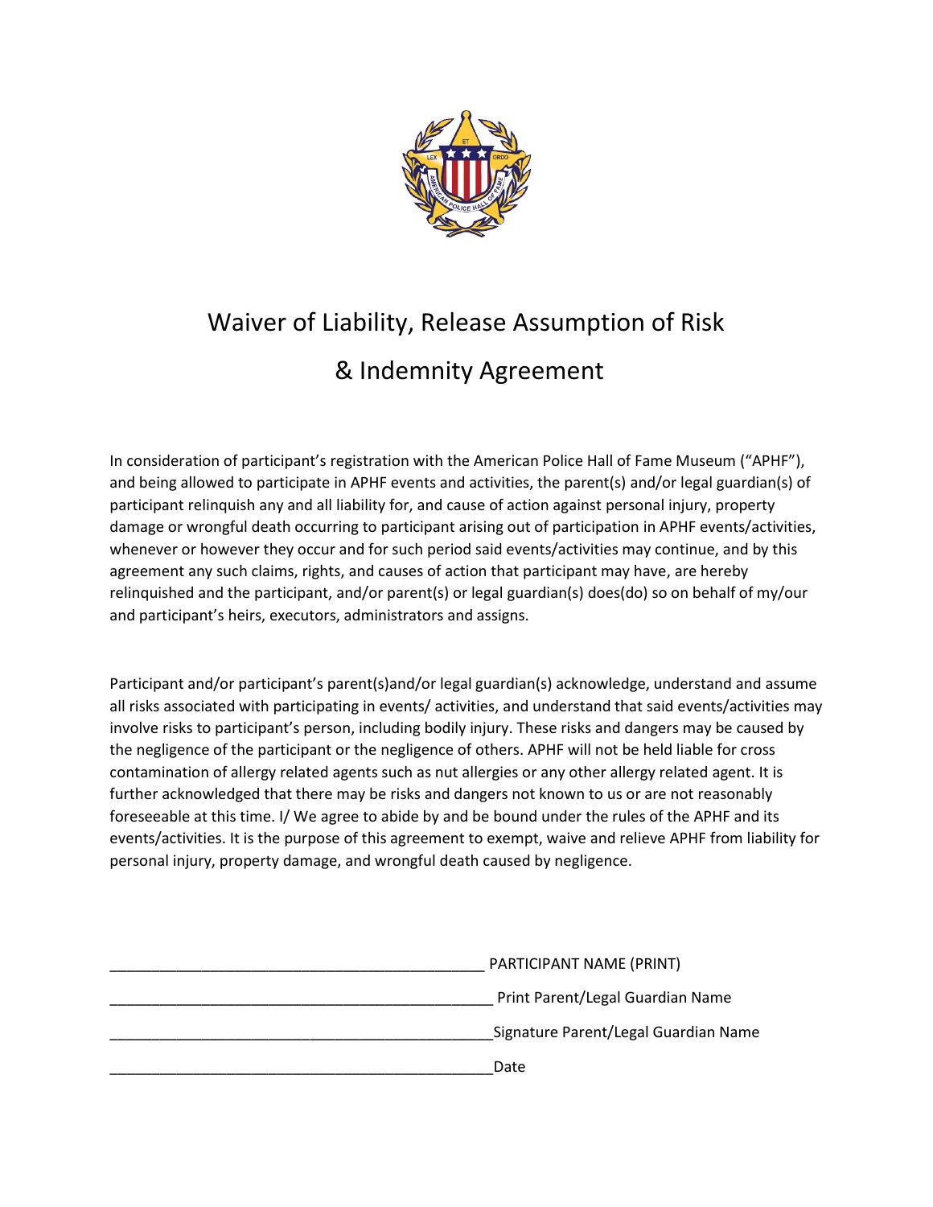# Waiver of Liability, Release Assumption of Risk

# & Indemnity Agreement

In consideration of participant's registration with the American Police Hall of Fame Museum ("APHF"), and being allowed to participate in APHF events and activities, the parent(s) and/or legal guardian(s) of participant relinquish any and all liability for, and cause of action against personal injury, property damage or wrongful death occurring to participant arising out of participation in APHF events/activities, whenever or however they occur and for such period said events/activities may continue, and by this agreement any such claims, rights, and causes of action that participant may have, are hereby relinquished and the participant, and/or parent(s) or legal guardian(s) does(do) so on behalf of my/our and participant's heirs, executors, administrators and assigns.

Participant and/or participant's parent(s)and/or legal guardian(s) acknowledge, understand and assume all risks associated with participating in events/ activities, and understand that said events/activities may involve risks to participant's person, including bodily injury. These risks and dangers may be caused by the negligence of the participant or the negligence of others. APHF will not be held liable for cross contamination of allergy related agents such as nut allergies or any other allergy related agent. It is further acknowledged that there may be risks and dangers not known to us or are not reasonably foreseeable at this time. I/ We agree to abide by and be bound under the rules of the APHF and its events/activities. It is the purpose of this agreement to exempt, waive and relieve APHF from liability for personal injury, property damage, and wrongful death caused by negligence.

_____________________________________________ PARTICIPANT NAME (PRINT)

______________________________________________ Print Parent/Legal Guardian Name

______________________________________________Signature Parent/Legal Guardian Name

______________________________________________Date